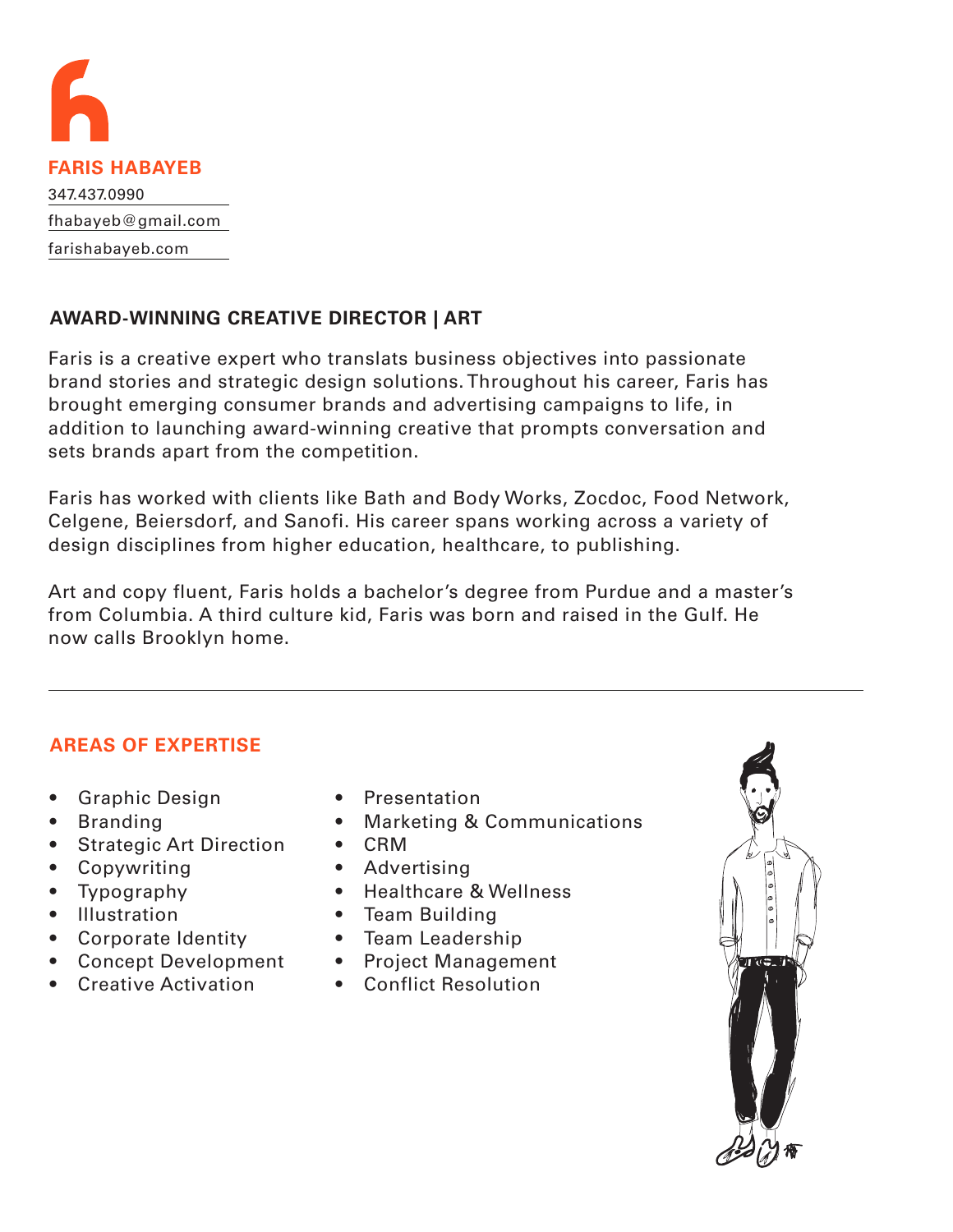# FARIS HABAYEB

347.437.0990

fhabayeb@gmail.com

farishabayeb.com

## AWARD-WINNING CREATIVE DIRECTOR | ART

Faris is a creative expert who translats business objectives into passionate brand stories and strategic design solutions. Throughout his career, Faris has brought emerging consumer brands and advertising campaigns to life, in addition to launching award-winning creative that prompts conversation and sets brands apart from the competition.

Faris has worked with clients like Bath and Body Works, Zocdoc, Food Network, Celgene, Beiersdorf, and Sanofi. His career spans working across a variety of design disciplines from higher education, healthcare, to publishing.

Art and copy fluent, Faris holds a bachelor's degree from Purdue and a master's from Columbia. A third culture kid, Faris was born and raised in the Gulf. He now calls Brooklyn home.

---

## AREAS OF EXPERTISE

- Graphic Design
- Branding
- Strategic Art Direction
- Copywriting
- Typography
- Illustration
- Corporate Identity
- Concept Development
- Creative Activation
- Presentation
- Marketing & Communications
- CRM
- Advertising
- Healthcare & Wellness
- Team Building
- Team Leadership
- Project Management
- Conflict Resolution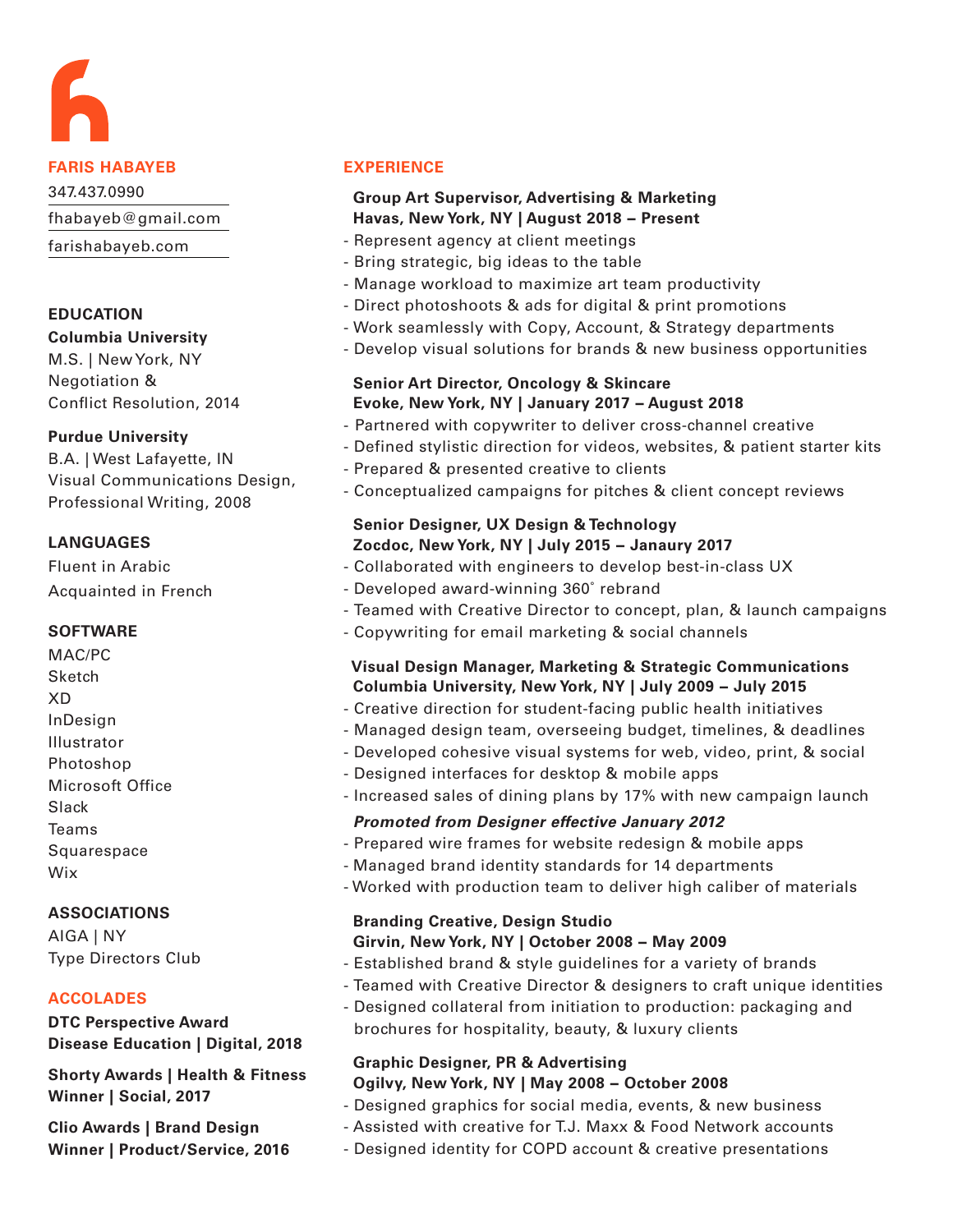# FARIS HABAYEB

347.437.0990

fhabayeb@gmail.com

farishabayeb.com

## EDUCATION

**Columbia University**
M.S. | New York, NY
Negotiation & Conflict Resolution, 2014

**Purdue University**
B.A. | West Lafayette, IN
Visual Communications Design, Professional Writing, 2008

## LANGUAGES

Fluent in Arabic
Acquainted in French

## SOFTWARE

MAC/PC
Sketch
XD
InDesign
Illustrator
Photoshop
Microsoft Office
Slack
Teams
Squarespace
Wix

## ASSOCIATIONS

AIGA | NY
Type Directors Club

## ACCOLADES

**DTC Perspective Award**
**Disease Education | Digital, 2018**

**Shorty Awards | Health & Fitness**
**Winner | Social, 2017**

**Clio Awards | Brand Design**
**Winner | Product/Service, 2016**

## EXPERIENCE

**Group Art Supervisor, Advertising & Marketing**
**Havas, New York, NY | August 2018 – Present**
- Represent agency at client meetings
- Bring strategic, big ideas to the table
- Manage workload to maximize art team productivity
- Direct photoshoots & ads for digital & print promotions
- Work seamlessly with Copy, Account, & Strategy departments
- Develop visual solutions for brands & new business opportunities

**Senior Art Director, Oncology & Skincare**
**Evoke, New York, NY | January 2017 – August 2018**
- Partnered with copywriter to deliver cross-channel creative
- Defined stylistic direction for videos, websites, & patient starter kits
- Prepared & presented creative to clients
- Conceptualized campaigns for pitches & client concept reviews

**Senior Designer, UX Design & Technology**
**Zocdoc, New York, NY | July 2015 – Janaury 2017**
- Collaborated with engineers to develop best-in-class UX
- Developed award-winning 360˚ rebrand
- Teamed with Creative Director to concept, plan, & launch campaigns
- Copywriting for email marketing & social channels

**Visual Design Manager, Marketing & Strategic Communications**
**Columbia University, New York, NY | July 2009 – July 2015**
- Creative direction for student-facing public health initiatives
- Managed design team, overseeing budget, timelines, & deadlines
- Developed cohesive visual systems for web, video, print, & social
- Designed interfaces for desktop & mobile apps
- Increased sales of dining plans by 17% with new campaign launch

***Promoted from Designer effective January 2012***
- Prepared wire frames for website redesign & mobile apps
- Managed brand identity standards for 14 departments
- Worked with production team to deliver high caliber of materials

**Branding Creative, Design Studio**
**Girvin, New York, NY | October 2008 – May 2009**
- Established brand & style guidelines for a variety of brands
- Teamed with Creative Director & designers to craft unique identities
- Designed collateral from initiation to production: packaging and brochures for hospitality, beauty, & luxury clients

**Graphic Designer, PR & Advertising**
**Ogilvy, New York, NY | May 2008 – October 2008**
- Designed graphics for social media, events, & new business
- Assisted with creative for T.J. Maxx & Food Network accounts
- Designed identity for COPD account & creative presentations